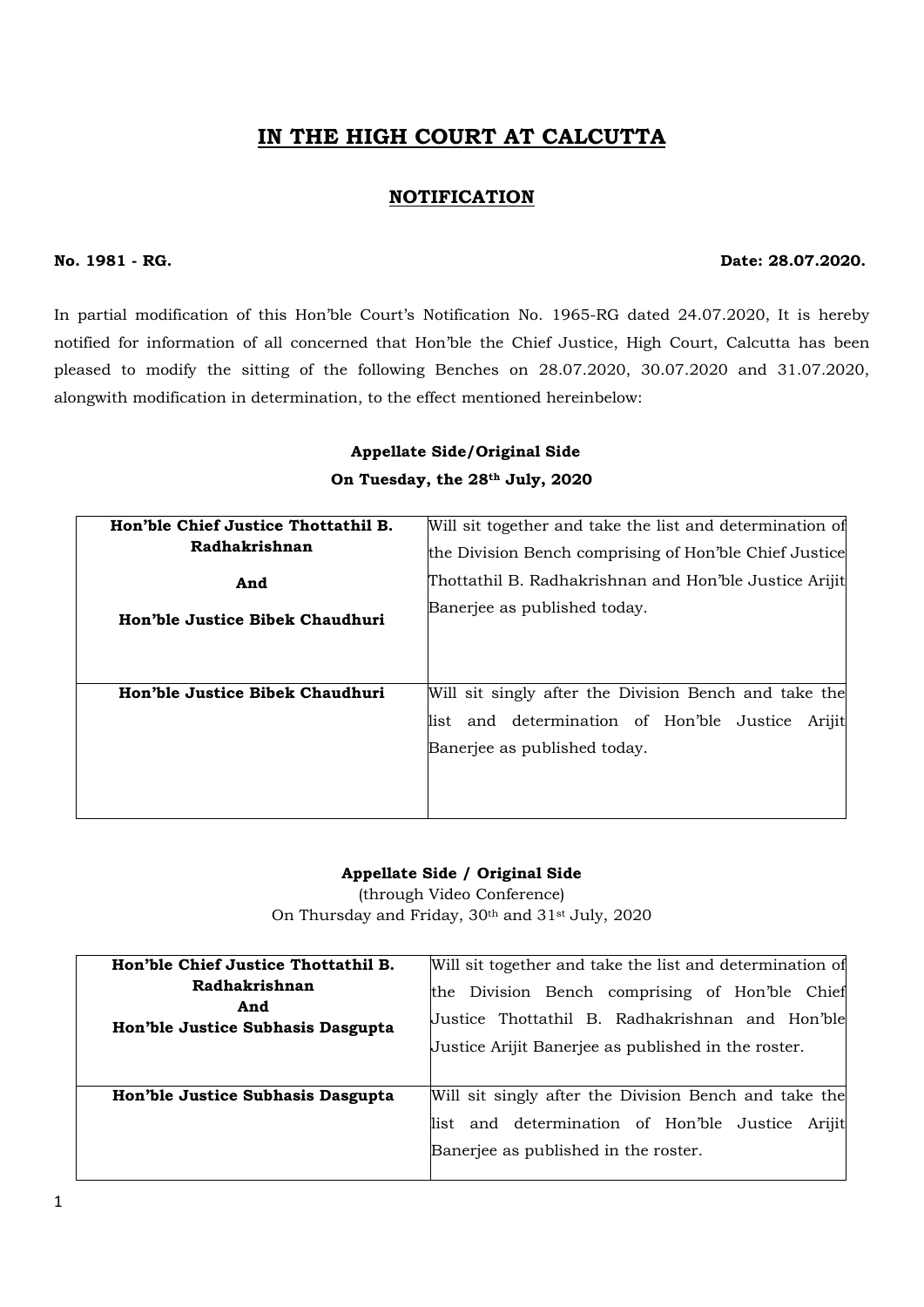# IN THE HIGH COURT AT CALCUTTA

## NOTIFICATION

**No. 1981 - RG.** **Date: 28.07.2020.**

In partial modification of this Hon'ble Court's Notification No. 1965-RG dated 24.07.2020, It is hereby notified for information of all concerned that Hon'ble the Chief Justice, High Court, Calcutta has been pleased to modify the sitting of the following Benches on 28.07.2020, 30.07.2020 and 31.07.2020, alongwith modification in determination, to the effect mentioned hereinbelow:

**Appellate Side/Original Side**

**On Tuesday, the 28th July, 2020**

| | |
|---|---|
| **Hon'ble Chief Justice Thottathil B. Radhakrishnan**<br>**And**<br>**Hon'ble Justice Bibek Chaudhuri** | Will sit together and take the list and determination of the Division Bench comprising of Hon'ble Chief Justice Thottathil B. Radhakrishnan and Hon'ble Justice Arijit Banerjee as published today. |
| **Hon'ble Justice Bibek Chaudhuri** | Will sit singly after the Division Bench and take the list and determination of Hon'ble Justice Arijit Banerjee as published today. |

**Appellate Side / Original Side**

(through Video Conference)

On Thursday and Friday, 30th and 31st July, 2020

| | |
|---|---|
| **Hon'ble Chief Justice Thottathil B. Radhakrishnan**<br>**And**<br>**Hon'ble Justice Subhasis Dasgupta** | Will sit together and take the list and determination of the Division Bench comprising of Hon'ble Chief Justice Thottathil B. Radhakrishnan and Hon'ble Justice Arijit Banerjee as published in the roster. |
| **Hon'ble Justice Subhasis Dasgupta** | Will sit singly after the Division Bench and take the list and determination of Hon'ble Justice Arijit Banerjee as published in the roster. |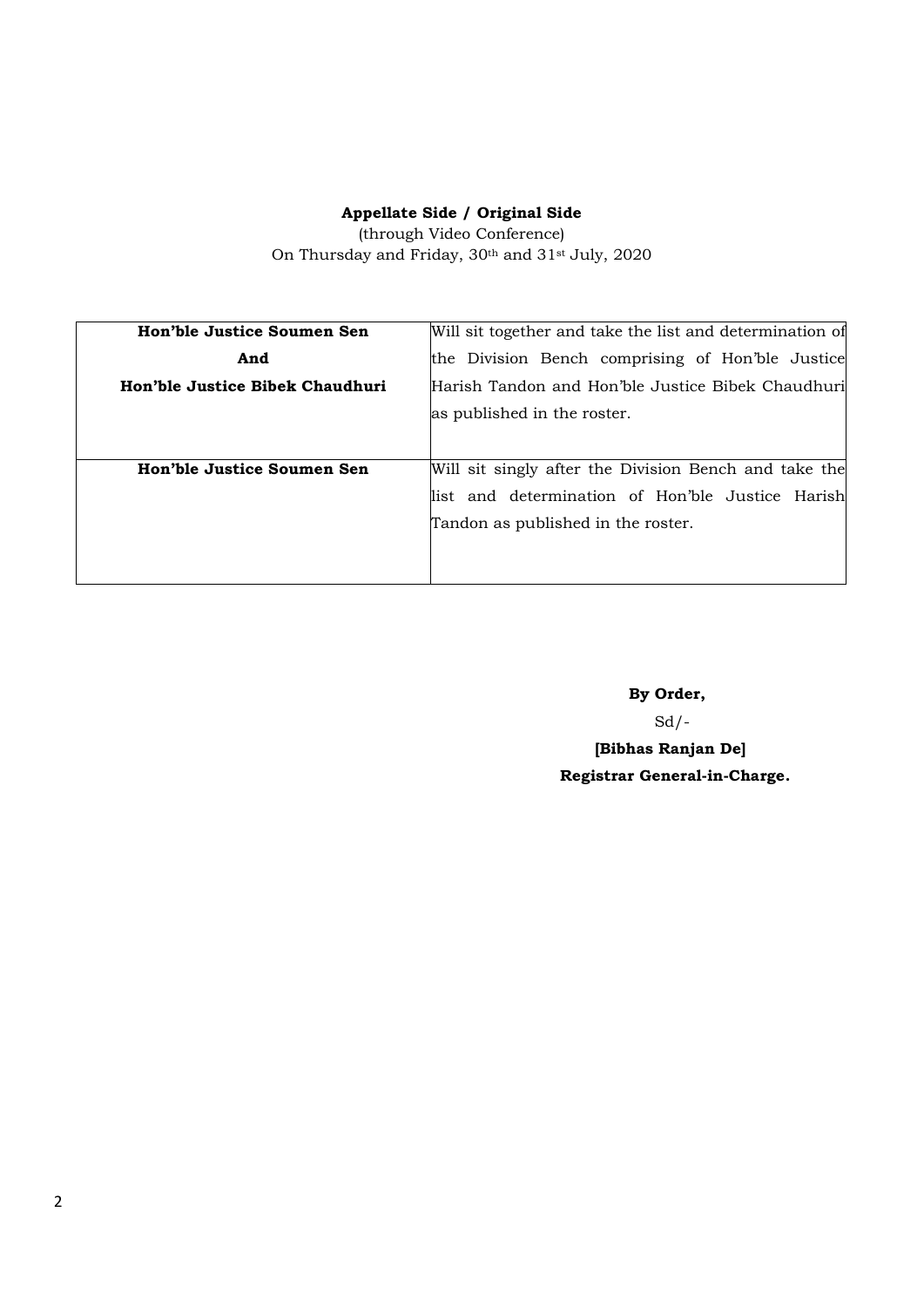**Appellate Side / Original Side**

(through Video Conference)

On Thursday and Friday, 30th and 31st July, 2020

| | |
|---|---|
| **Hon'ble Justice Soumen Sen**<br>**And**<br>**Hon'ble Justice Bibek Chaudhuri** | Will sit together and take the list and determination of the Division Bench comprising of Hon'ble Justice Harish Tandon and Hon'ble Justice Bibek Chaudhuri as published in the roster. |
| **Hon'ble Justice Soumen Sen** | Will sit singly after the Division Bench and take the list and determination of Hon'ble Justice Harish Tandon as published in the roster. |

**By Order,**

Sd/-

**[Bibhas Ranjan De]**

**Registrar General-in-Charge.**